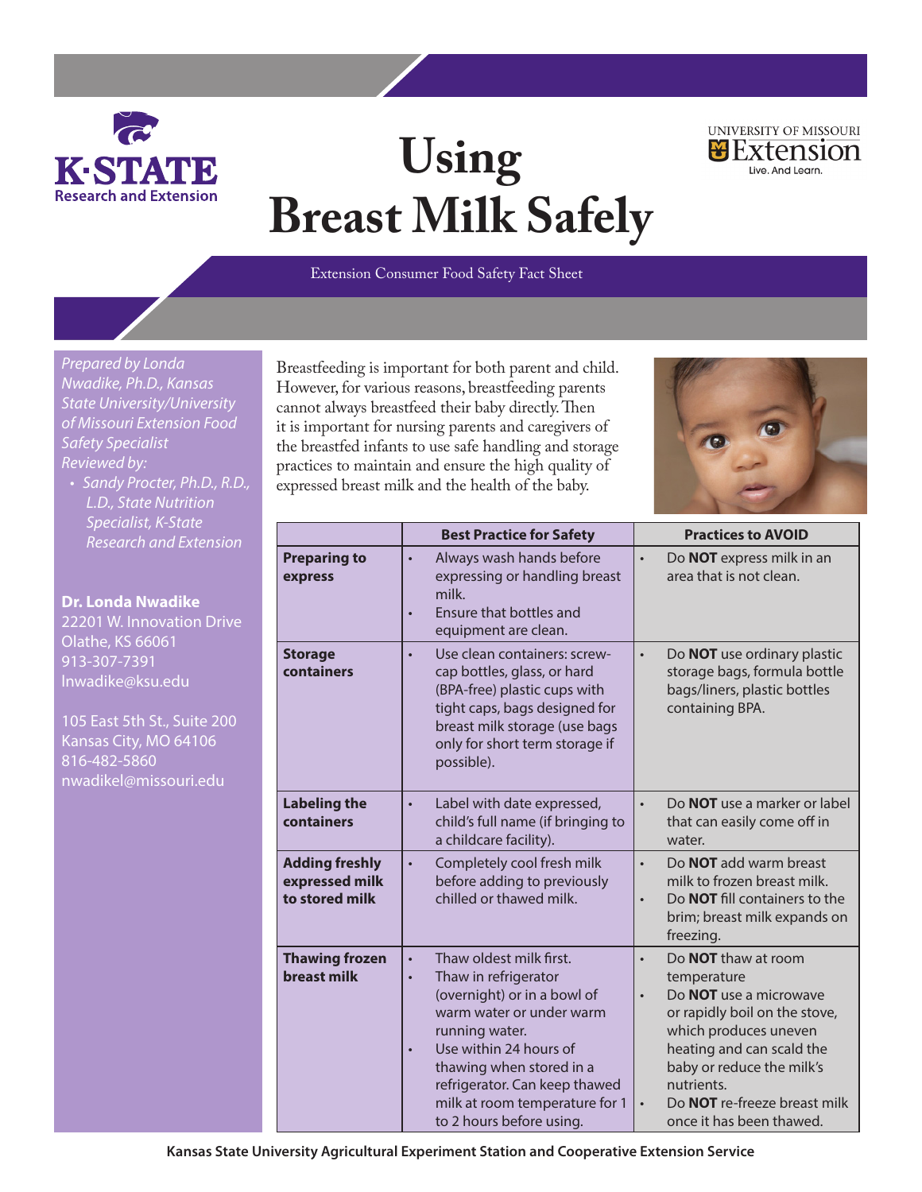# Using Breast Milk Safely

Extension Consumer Food Safety Fact Sheet

*Prepared by Londa Nwadike, Ph.D., Kansas State University/University of Missouri Extension Food Safety Specialist*
*Reviewed by:*
- *Sandy Procter, Ph.D., R.D., L.D., State Nutrition Specialist, K-State Research and Extension*

**Dr. Londa Nwadike**
22201 W. Innovation Drive
Olathe, KS 66061
913-307-7391
lnwadike@ksu.edu

105 East 5th St., Suite 200
Kansas City, MO 64106
816-482-5860
nwadikel@missouri.edu

Breastfeeding is important for both parent and child. However, for various reasons, breastfeeding parents cannot always breastfeed their baby directly. Then it is important for nursing parents and caregivers of the breastfed infants to use safe handling and storage practices to maintain and ensure the high quality of expressed breast milk and the health of the baby.

| | Best Practice for Safety | Practices to AVOID |
|---|---|---|
| **Preparing to express** | • Always wash hands before expressing or handling breast milk.<br>• Ensure that bottles and equipment are clean. | • Do **NOT** express milk in an area that is not clean. |
| **Storage containers** | • Use clean containers: screw-cap bottles, glass, or hard (BPA-free) plastic cups with tight caps, bags designed for breast milk storage (use bags only for short term storage if possible). | • Do **NOT** use ordinary plastic storage bags, formula bottle bags/liners, plastic bottles containing BPA. |
| **Labeling the containers** | • Label with date expressed, child's full name (if bringing to a childcare facility). | • Do **NOT** use a marker or label that can easily come off in water. |
| **Adding freshly expressed milk to stored milk** | • Completely cool fresh milk before adding to previously chilled or thawed milk. | • Do **NOT** add warm breast milk to frozen breast milk.<br>• Do **NOT** fill containers to the brim; breast milk expands on freezing. |
| **Thawing frozen breast milk** | • Thaw oldest milk first.<br>• Thaw in refrigerator (overnight) or in a bowl of warm water or under warm running water.<br>• Use within 24 hours of thawing when stored in a refrigerator. Can keep thawed milk at room temperature for 1 to 2 hours before using. | • Do **NOT** thaw at room temperature<br>• Do **NOT** use a microwave or rapidly boil on the stove, which produces uneven heating and can scald the baby or reduce the milk's nutrients.<br>• Do **NOT** re-freeze breast milk once it has been thawed. |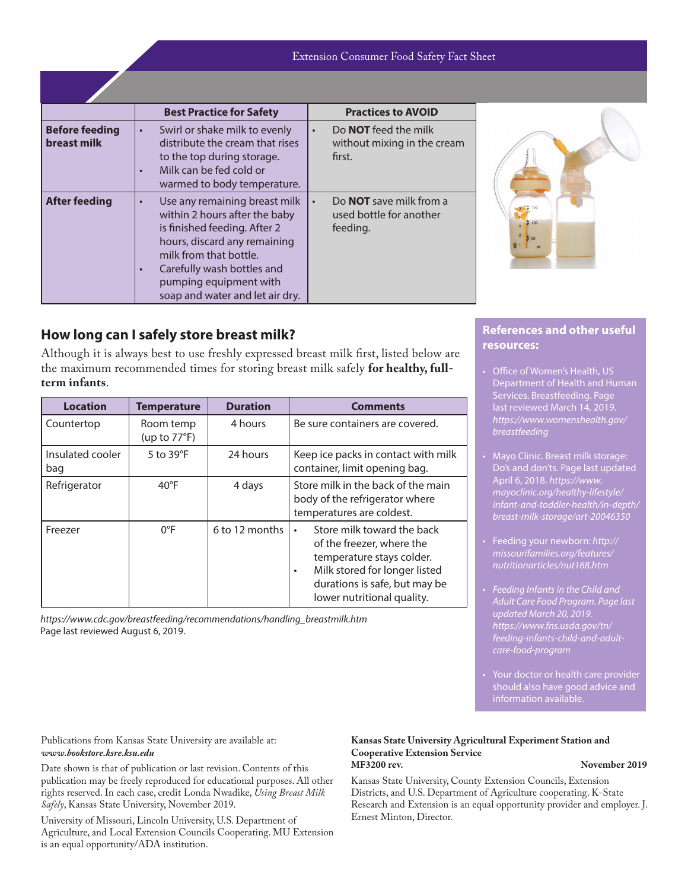| | Best Practice for Safety | Practices to AVOID |
|---|---|---|
| **Before feeding breast milk** | • Swirl or shake milk to evenly distribute the cream that rises to the top during storage.<br>• Milk can be fed cold or warmed to body temperature. | • Do **NOT** feed the milk without mixing in the cream first. |
| **After feeding** | • Use any remaining breast milk within 2 hours after the baby is finished feeding. After 2 hours, discard any remaining milk from that bottle.<br>• Carefully wash bottles and pumping equipment with soap and water and let air dry. | • Do **NOT** save milk from a used bottle for another feeding. |

## How long can I safely store breast milk?

Although it is always best to use freshly expressed breast milk first, listed below are the maximum recommended times for storing breast milk safely **for healthy, full-term infants**.

| Location | Temperature | Duration | Comments |
|---|---|---|---|
| Countertop | Room temp (up to 77°F) | 4 hours | Be sure containers are covered. |
| Insulated cooler bag | 5 to 39°F | 24 hours | Keep ice packs in contact with milk container, limit opening bag. |
| Refrigerator | 40°F | 4 days | Store milk in the back of the main body of the refrigerator where temperatures are coldest. |
| Freezer | 0°F | 6 to 12 months | • Store milk toward the back of the freezer, where the temperature stays colder.<br>• Milk stored for longer listed durations is safe, but may be lower nutritional quality. |

*https://www.cdc.gov/breastfeeding/recommendations/handling_breastmilk.htm*
Page last reviewed August 6, 2019.

### References and other useful resources:

- Office of Women's Health, US Department of Health and Human Services. Breastfeeding. Page last reviewed March 14, 2019. *https://www.womenshealth.gov/breastfeeding*
- Mayo Clinic. Breast milk storage: Do's and don'ts. Page last updated April 6, 2018. *https://www.mayoclinic.org/healthy-lifestyle/infant-and-toddler-health/in-depth/breast-milk-storage/art-20046350*
- Feeding your newborn: *http://missourifamilies.org/features/nutritionarticles/nut168.htm*
- *Feeding Infants in the Child and Adult Care Food Program. Page last updated March 20, 2019. https://www.fns.usda.gov/tn/feeding-infants-child-and-adult-care-food-program*
- Your doctor or health care provider should also have good advice and information available.

Publications from Kansas State University are available at: ***www.bookstore.ksre.ksu.edu***

Date shown is that of publication or last revision. Contents of this publication may be freely reproduced for educational purposes. All other rights reserved. In each case, credit Londa Nwadike, *Using Breast Milk Safely*, Kansas State University, November 2019.

University of Missouri, Lincoln University, U.S. Department of Agriculture, and Local Extension Councils Cooperating. MU Extension is an equal opportunity/ADA institution.

**Kansas State University Agricultural Experiment Station and Cooperative Extension Service**
**MF3200 rev.** **November 2019**

Kansas State University, County Extension Councils, Extension Districts, and U.S. Department of Agriculture cooperating. K-State Research and Extension is an equal opportunity provider and employer. J. Ernest Minton, Director.